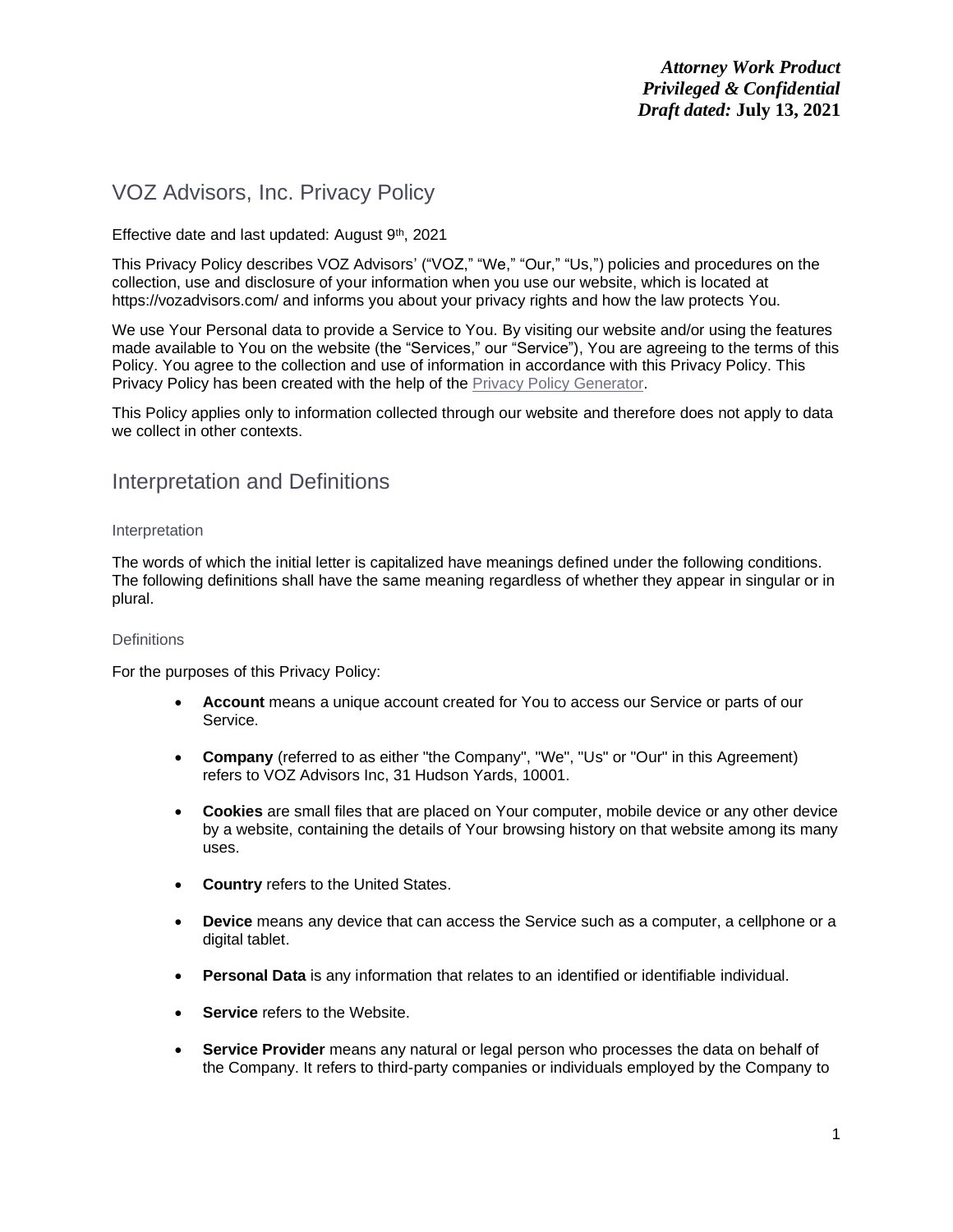***Attorney Work Product***
***Privileged & Confidential***
***Draft dated:* July 13, 2021**

# VOZ Advisors, Inc. Privacy Policy

Effective date and last updated: August 9th, 2021

This Privacy Policy describes VOZ Advisors' ("VOZ," "We," "Our," "Us,") policies and procedures on the collection, use and disclosure of your information when you use our website, which is located at https://vozadvisors.com/ and informs you about your privacy rights and how the law protects You.

We use Your Personal data to provide a Service to You. By visiting our website and/or using the features made available to You on the website (the "Services," our "Service"), You are agreeing to the terms of this Policy. You agree to the collection and use of information in accordance with this Privacy Policy. This Privacy Policy has been created with the help of the Privacy Policy Generator.

This Policy applies only to information collected through our website and therefore does not apply to data we collect in other contexts.

# Interpretation and Definitions

## Interpretation

The words of which the initial letter is capitalized have meanings defined under the following conditions. The following definitions shall have the same meaning regardless of whether they appear in singular or in plural.

## Definitions

For the purposes of this Privacy Policy:

- **Account** means a unique account created for You to access our Service or parts of our Service.
- **Company** (referred to as either "the Company", "We", "Us" or "Our" in this Agreement) refers to VOZ Advisors Inc, 31 Hudson Yards, 10001.
- **Cookies** are small files that are placed on Your computer, mobile device or any other device by a website, containing the details of Your browsing history on that website among its many uses.
- **Country** refers to the United States.
- **Device** means any device that can access the Service such as a computer, a cellphone or a digital tablet.
- **Personal Data** is any information that relates to an identified or identifiable individual.
- **Service** refers to the Website.
- **Service Provider** means any natural or legal person who processes the data on behalf of the Company. It refers to third-party companies or individuals employed by the Company to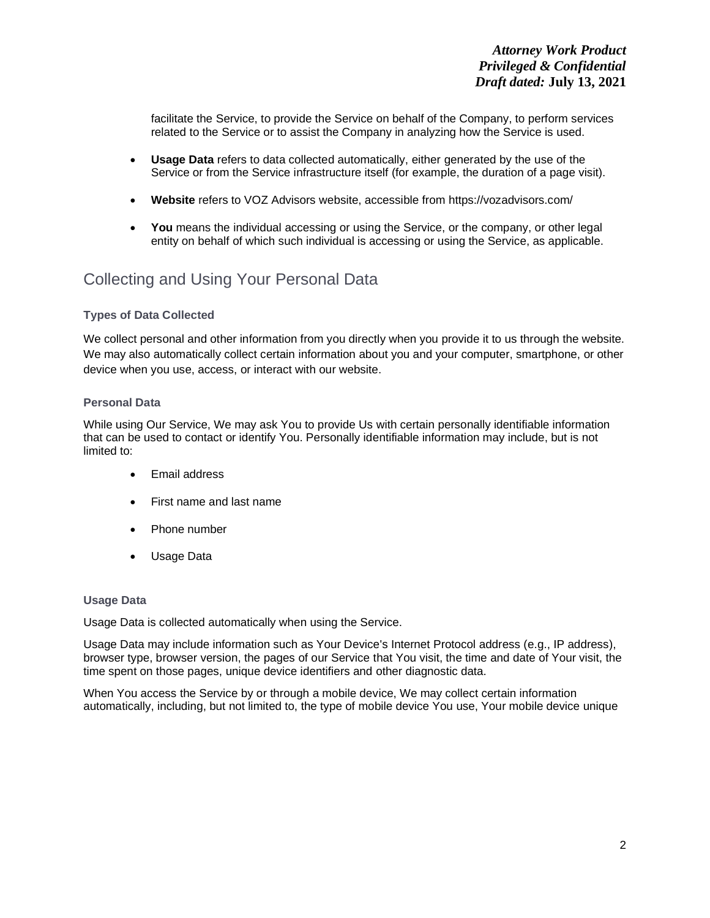facilitate the Service, to provide the Service on behalf of the Company, to perform services related to the Service or to assist the Company in analyzing how the Service is used.

- **Usage Data** refers to data collected automatically, either generated by the use of the Service or from the Service infrastructure itself (for example, the duration of a page visit).
- **Website** refers to VOZ Advisors website, accessible from https://vozadvisors.com/
- **You** means the individual accessing or using the Service, or the company, or other legal entity on behalf of which such individual is accessing or using the Service, as applicable.

## Collecting and Using Your Personal Data

### Types of Data Collected

We collect personal and other information from you directly when you provide it to us through the website. We may also automatically collect certain information about you and your computer, smartphone, or other device when you use, access, or interact with our website.

### Personal Data

While using Our Service, We may ask You to provide Us with certain personally identifiable information that can be used to contact or identify You. Personally identifiable information may include, but is not limited to:

- Email address
- First name and last name
- Phone number
- Usage Data

### Usage Data

Usage Data is collected automatically when using the Service.

Usage Data may include information such as Your Device's Internet Protocol address (e.g., IP address), browser type, browser version, the pages of our Service that You visit, the time and date of Your visit, the time spent on those pages, unique device identifiers and other diagnostic data.

When You access the Service by or through a mobile device, We may collect certain information automatically, including, but not limited to, the type of mobile device You use, Your mobile device unique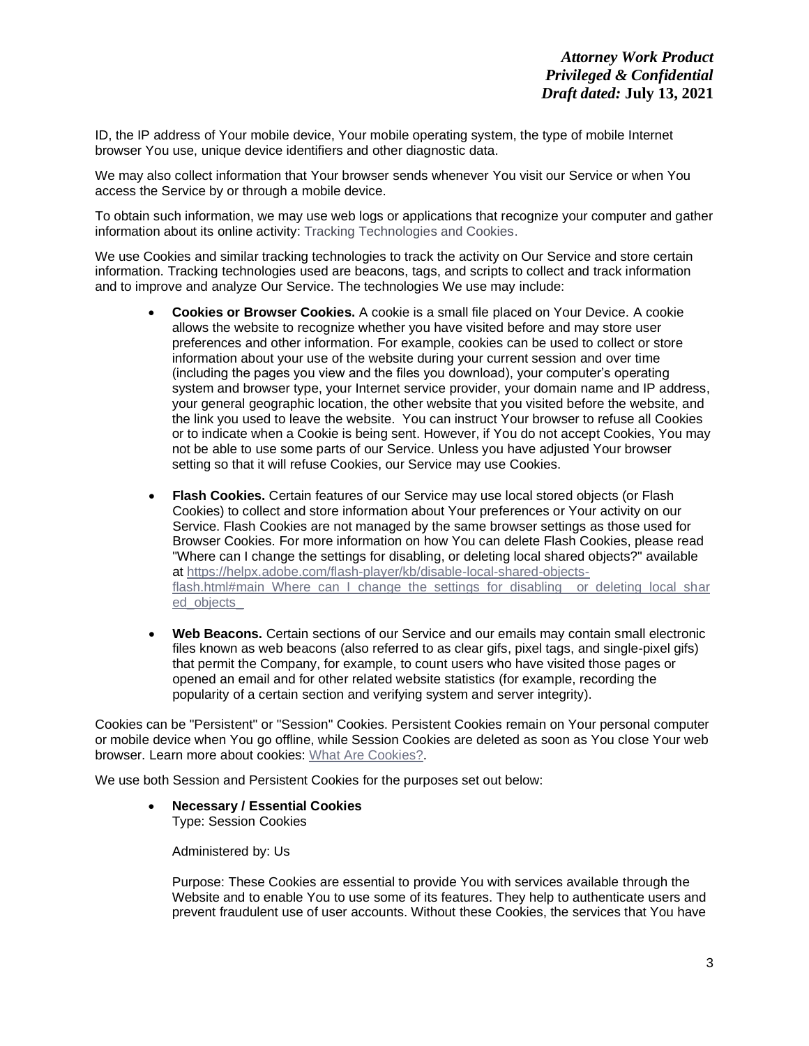ID, the IP address of Your mobile device, Your mobile operating system, the type of mobile Internet browser You use, unique device identifiers and other diagnostic data.

We may also collect information that Your browser sends whenever You visit our Service or when You access the Service by or through a mobile device.

To obtain such information, we may use web logs or applications that recognize your computer and gather information about its online activity: Tracking Technologies and Cookies.

We use Cookies and similar tracking technologies to track the activity on Our Service and store certain information. Tracking technologies used are beacons, tags, and scripts to collect and track information and to improve and analyze Our Service. The technologies We use may include:

- **Cookies or Browser Cookies.** A cookie is a small file placed on Your Device. A cookie allows the website to recognize whether you have visited before and may store user preferences and other information. For example, cookies can be used to collect or store information about your use of the website during your current session and over time (including the pages you view and the files you download), your computer's operating system and browser type, your Internet service provider, your domain name and IP address, your general geographic location, the other website that you visited before the website, and the link you used to leave the website. You can instruct Your browser to refuse all Cookies or to indicate when a Cookie is being sent. However, if You do not accept Cookies, You may not be able to use some parts of our Service. Unless you have adjusted Your browser setting so that it will refuse Cookies, our Service may use Cookies.

- **Flash Cookies.** Certain features of our Service may use local stored objects (or Flash Cookies) to collect and store information about Your preferences or Your activity on our Service. Flash Cookies are not managed by the same browser settings as those used for Browser Cookies. For more information on how You can delete Flash Cookies, please read "Where can I change the settings for disabling, or deleting local shared objects?" available at https://helpx.adobe.com/flash-player/kb/disable-local-shared-objects-flash.html#main_Where_can_I_change_the_settings_for_disabling__or_deleting_local_shared_objects_

- **Web Beacons.** Certain sections of our Service and our emails may contain small electronic files known as web beacons (also referred to as clear gifs, pixel tags, and single-pixel gifs) that permit the Company, for example, to count users who have visited those pages or opened an email and for other related website statistics (for example, recording the popularity of a certain section and verifying system and server integrity).

Cookies can be "Persistent" or "Session" Cookies. Persistent Cookies remain on Your personal computer or mobile device when You go offline, while Session Cookies are deleted as soon as You close Your web browser. Learn more about cookies: What Are Cookies?.

We use both Session and Persistent Cookies for the purposes set out below:

- **Necessary / Essential Cookies**
  Type: Session Cookies

  Administered by: Us

  Purpose: These Cookies are essential to provide You with services available through the Website and to enable You to use some of its features. They help to authenticate users and prevent fraudulent use of user accounts. Without these Cookies, the services that You have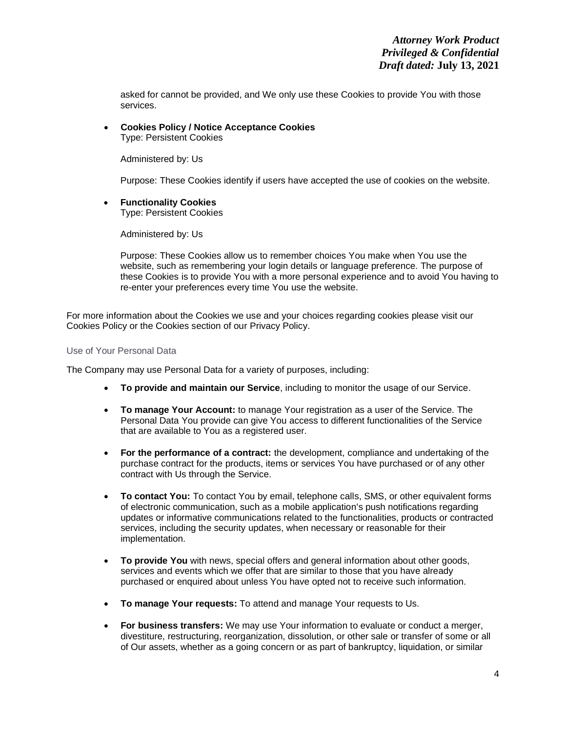asked for cannot be provided, and We only use these Cookies to provide You with those services.

- **Cookies Policy / Notice Acceptance Cookies**
  Type: Persistent Cookies

  Administered by: Us

  Purpose: These Cookies identify if users have accepted the use of cookies on the website.

- **Functionality Cookies**
  Type: Persistent Cookies

  Administered by: Us

  Purpose: These Cookies allow us to remember choices You make when You use the website, such as remembering your login details or language preference. The purpose of these Cookies is to provide You with a more personal experience and to avoid You having to re-enter your preferences every time You use the website.

For more information about the Cookies we use and your choices regarding cookies please visit our Cookies Policy or the Cookies section of our Privacy Policy.

### Use of Your Personal Data

The Company may use Personal Data for a variety of purposes, including:

- **To provide and maintain our Service**, including to monitor the usage of our Service.
- **To manage Your Account:** to manage Your registration as a user of the Service. The Personal Data You provide can give You access to different functionalities of the Service that are available to You as a registered user.
- **For the performance of a contract:** the development, compliance and undertaking of the purchase contract for the products, items or services You have purchased or of any other contract with Us through the Service.
- **To contact You:** To contact You by email, telephone calls, SMS, or other equivalent forms of electronic communication, such as a mobile application's push notifications regarding updates or informative communications related to the functionalities, products or contracted services, including the security updates, when necessary or reasonable for their implementation.
- **To provide You** with news, special offers and general information about other goods, services and events which we offer that are similar to those that you have already purchased or enquired about unless You have opted not to receive such information.
- **To manage Your requests:** To attend and manage Your requests to Us.
- **For business transfers:** We may use Your information to evaluate or conduct a merger, divestiture, restructuring, reorganization, dissolution, or other sale or transfer of some or all of Our assets, whether as a going concern or as part of bankruptcy, liquidation, or similar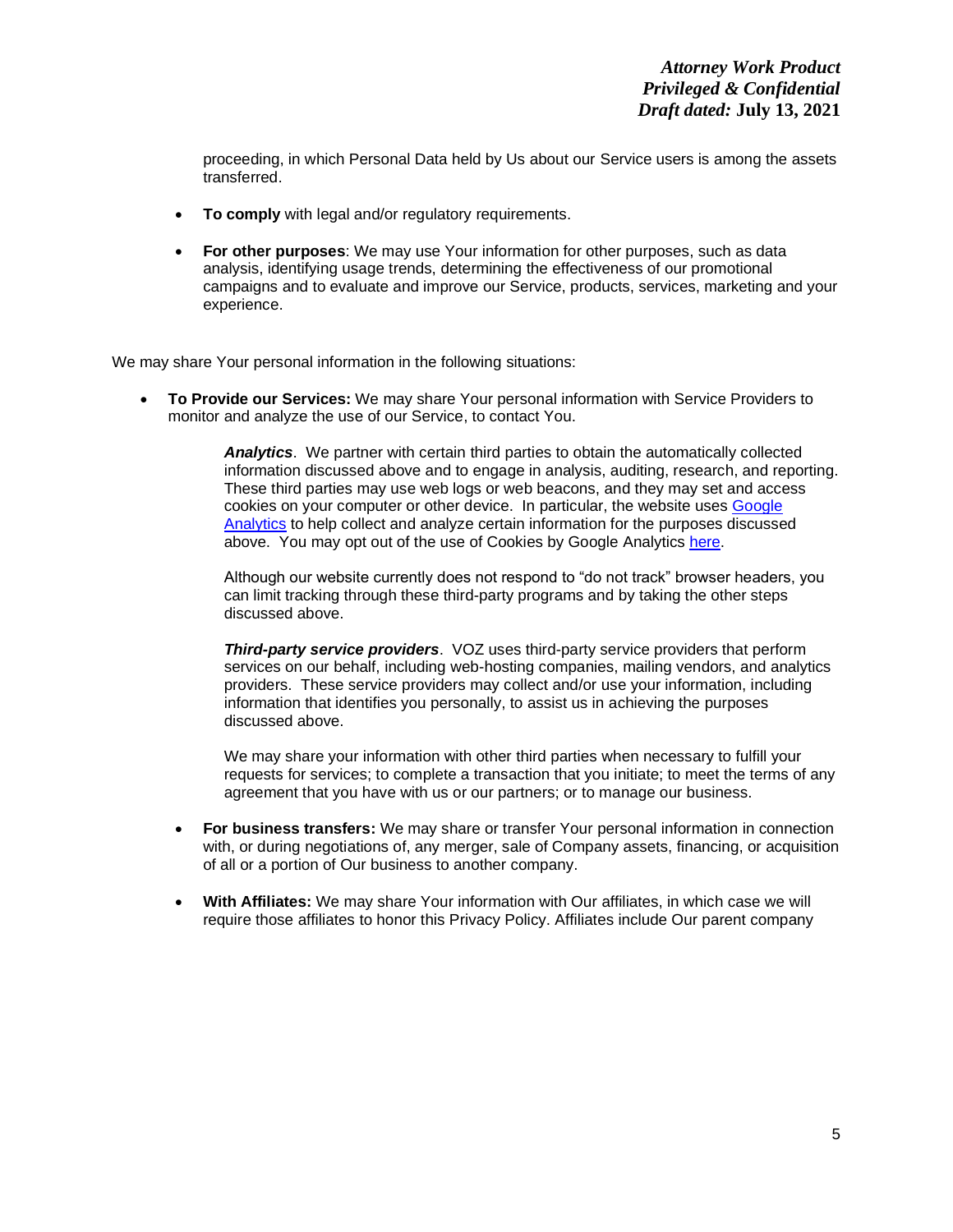proceeding, in which Personal Data held by Us about our Service users is among the assets transferred.

- **To comply** with legal and/or regulatory requirements.
- **For other purposes**: We may use Your information for other purposes, such as data analysis, identifying usage trends, determining the effectiveness of our promotional campaigns and to evaluate and improve our Service, products, services, marketing and your experience.

We may share Your personal information in the following situations:

- **To Provide our Services:** We may share Your personal information with Service Providers to monitor and analyze the use of our Service, to contact You.

  ***Analytics***. We partner with certain third parties to obtain the automatically collected information discussed above and to engage in analysis, auditing, research, and reporting. These third parties may use web logs or web beacons, and they may set and access cookies on your computer or other device. In particular, the website uses [Google Analytics]() to help collect and analyze certain information for the purposes discussed above. You may opt out of the use of Cookies by Google Analytics [here]().

  Although our website currently does not respond to "do not track" browser headers, you can limit tracking through these third-party programs and by taking the other steps discussed above.

  ***Third-party service providers***. VOZ uses third-party service providers that perform services on our behalf, including web-hosting companies, mailing vendors, and analytics providers. These service providers may collect and/or use your information, including information that identifies you personally, to assist us in achieving the purposes discussed above.

  We may share your information with other third parties when necessary to fulfill your requests for services; to complete a transaction that you initiate; to meet the terms of any agreement that you have with us or our partners; or to manage our business.

- **For business transfers:** We may share or transfer Your personal information in connection with, or during negotiations of, any merger, sale of Company assets, financing, or acquisition of all or a portion of Our business to another company.
- **With Affiliates:** We may share Your information with Our affiliates, in which case we will require those affiliates to honor this Privacy Policy. Affiliates include Our parent company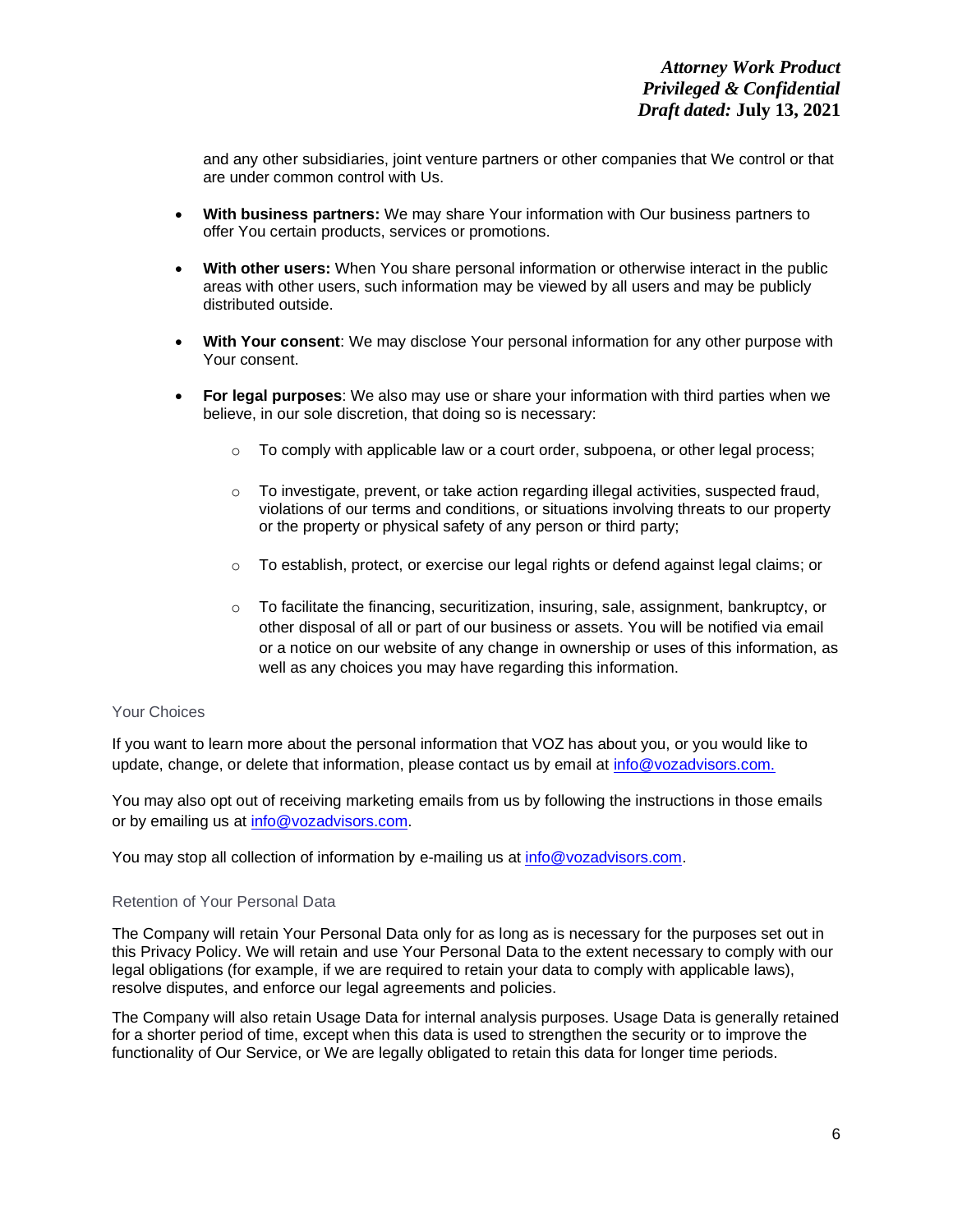and any other subsidiaries, joint venture partners or other companies that We control or that are under common control with Us.

- **With business partners:** We may share Your information with Our business partners to offer You certain products, services or promotions.
- **With other users:** When You share personal information or otherwise interact in the public areas with other users, such information may be viewed by all users and may be publicly distributed outside.
- **With Your consent**: We may disclose Your personal information for any other purpose with Your consent.
- **For legal purposes**: We also may use or share your information with third parties when we believe, in our sole discretion, that doing so is necessary:
  - To comply with applicable law or a court order, subpoena, or other legal process;
  - To investigate, prevent, or take action regarding illegal activities, suspected fraud, violations of our terms and conditions, or situations involving threats to our property or the property or physical safety of any person or third party;
  - To establish, protect, or exercise our legal rights or defend against legal claims; or
  - To facilitate the financing, securitization, insuring, sale, assignment, bankruptcy, or other disposal of all or part of our business or assets. You will be notified via email or a notice on our website of any change in ownership or uses of this information, as well as any choices you may have regarding this information.

### Your Choices

If you want to learn more about the personal information that VOZ has about you, or you would like to update, change, or delete that information, please contact us by email at info@vozadvisors.com.

You may also opt out of receiving marketing emails from us by following the instructions in those emails or by emailing us at info@vozadvisors.com.

You may stop all collection of information by e-mailing us at info@vozadvisors.com.

### Retention of Your Personal Data

The Company will retain Your Personal Data only for as long as is necessary for the purposes set out in this Privacy Policy. We will retain and use Your Personal Data to the extent necessary to comply with our legal obligations (for example, if we are required to retain your data to comply with applicable laws), resolve disputes, and enforce our legal agreements and policies.

The Company will also retain Usage Data for internal analysis purposes. Usage Data is generally retained for a shorter period of time, except when this data is used to strengthen the security or to improve the functionality of Our Service, or We are legally obligated to retain this data for longer time periods.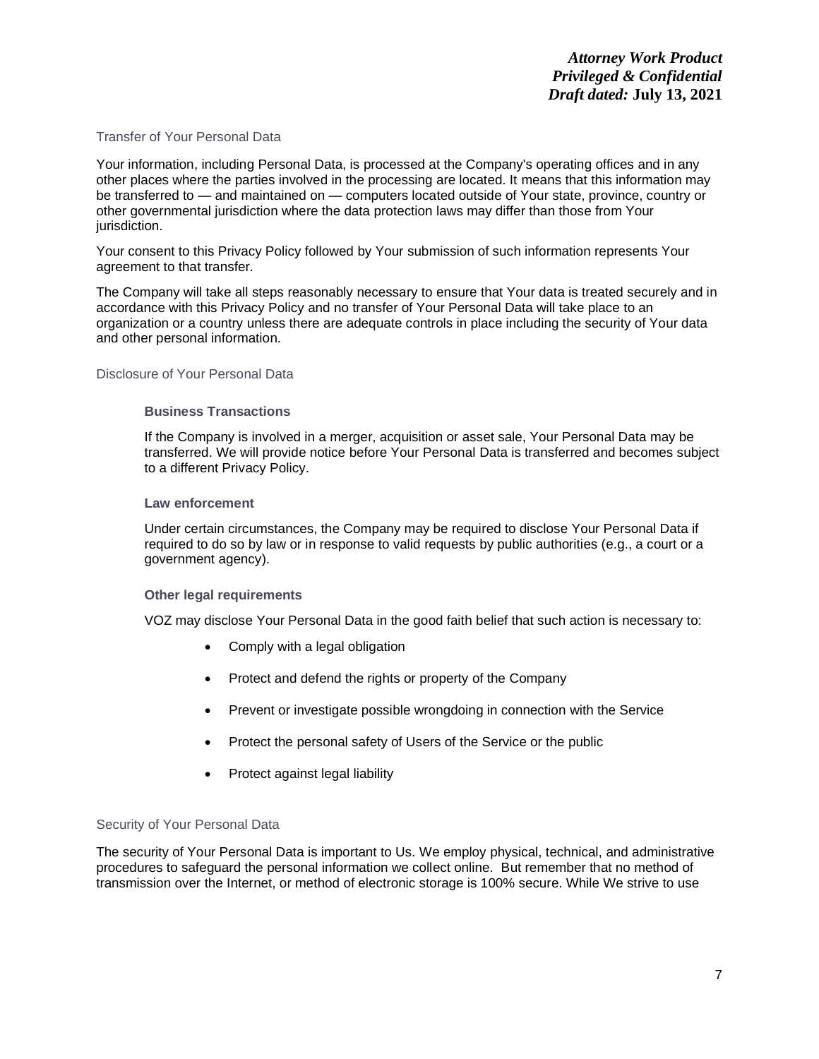## Transfer of Your Personal Data

Your information, including Personal Data, is processed at the Company's operating offices and in any other places where the parties involved in the processing are located. It means that this information may be transferred to — and maintained on — computers located outside of Your state, province, country or other governmental jurisdiction where the data protection laws may differ than those from Your jurisdiction.

Your consent to this Privacy Policy followed by Your submission of such information represents Your agreement to that transfer.

The Company will take all steps reasonably necessary to ensure that Your data is treated securely and in accordance with this Privacy Policy and no transfer of Your Personal Data will take place to an organization or a country unless there are adequate controls in place including the security of Your data and other personal information.

## Disclosure of Your Personal Data

### Business Transactions

If the Company is involved in a merger, acquisition or asset sale, Your Personal Data may be transferred. We will provide notice before Your Personal Data is transferred and becomes subject to a different Privacy Policy.

### Law enforcement

Under certain circumstances, the Company may be required to disclose Your Personal Data if required to do so by law or in response to valid requests by public authorities (e.g., a court or a government agency).

### Other legal requirements

VOZ may disclose Your Personal Data in the good faith belief that such action is necessary to:

- Comply with a legal obligation
- Protect and defend the rights or property of the Company
- Prevent or investigate possible wrongdoing in connection with the Service
- Protect the personal safety of Users of the Service or the public
- Protect against legal liability

## Security of Your Personal Data

The security of Your Personal Data is important to Us. We employ physical, technical, and administrative procedures to safeguard the personal information we collect online. But remember that no method of transmission over the Internet, or method of electronic storage is 100% secure. While We strive to use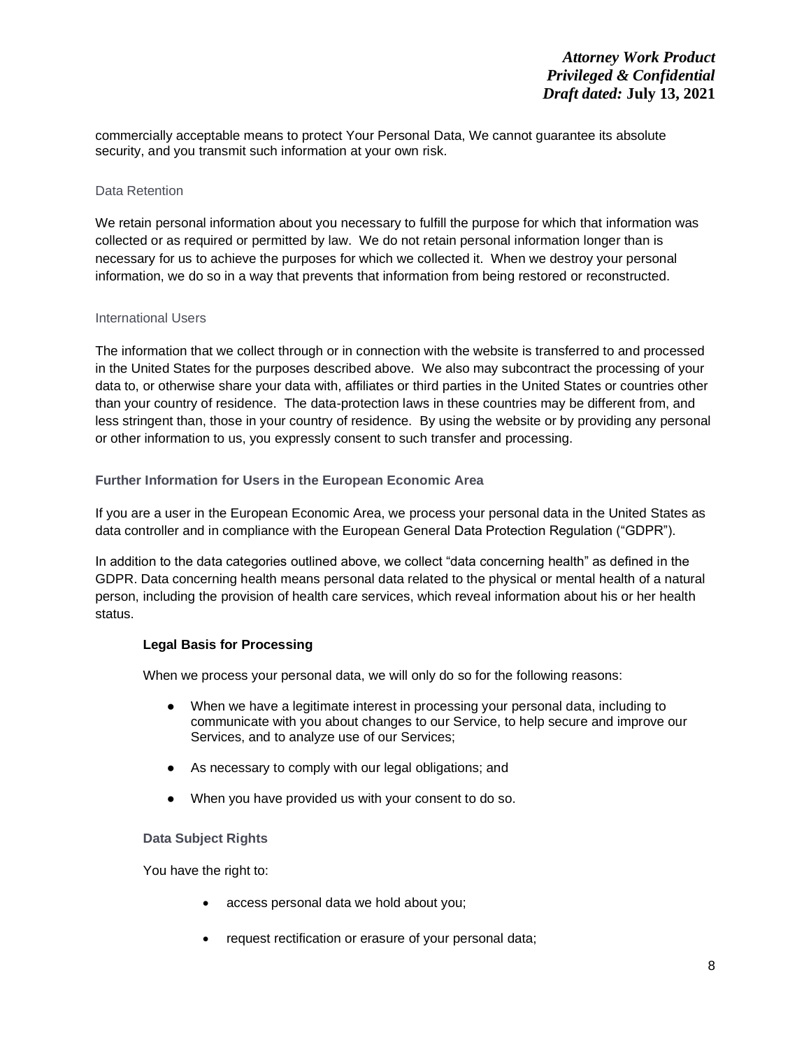commercially acceptable means to protect Your Personal Data, We cannot guarantee its absolute security, and you transmit such information at your own risk.

### Data Retention

We retain personal information about you necessary to fulfill the purpose for which that information was collected or as required or permitted by law. We do not retain personal information longer than is necessary for us to achieve the purposes for which we collected it. When we destroy your personal information, we do so in a way that prevents that information from being restored or reconstructed.

### International Users

The information that we collect through or in connection with the website is transferred to and processed in the United States for the purposes described above. We also may subcontract the processing of your data to, or otherwise share your data with, affiliates or third parties in the United States or countries other than your country of residence. The data-protection laws in these countries may be different from, and less stringent than, those in your country of residence. By using the website or by providing any personal or other information to us, you expressly consent to such transfer and processing.

## Further Information for Users in the European Economic Area

If you are a user in the European Economic Area, we process your personal data in the United States as data controller and in compliance with the European General Data Protection Regulation ("GDPR").

In addition to the data categories outlined above, we collect "data concerning health" as defined in the GDPR. Data concerning health means personal data related to the physical or mental health of a natural person, including the provision of health care services, which reveal information about his or her health status.

### Legal Basis for Processing

When we process your personal data, we will only do so for the following reasons:

- When we have a legitimate interest in processing your personal data, including to communicate with you about changes to our Service, to help secure and improve our Services, and to analyze use of our Services;
- As necessary to comply with our legal obligations; and
- When you have provided us with your consent to do so.

### Data Subject Rights

You have the right to:

- access personal data we hold about you;
- request rectification or erasure of your personal data;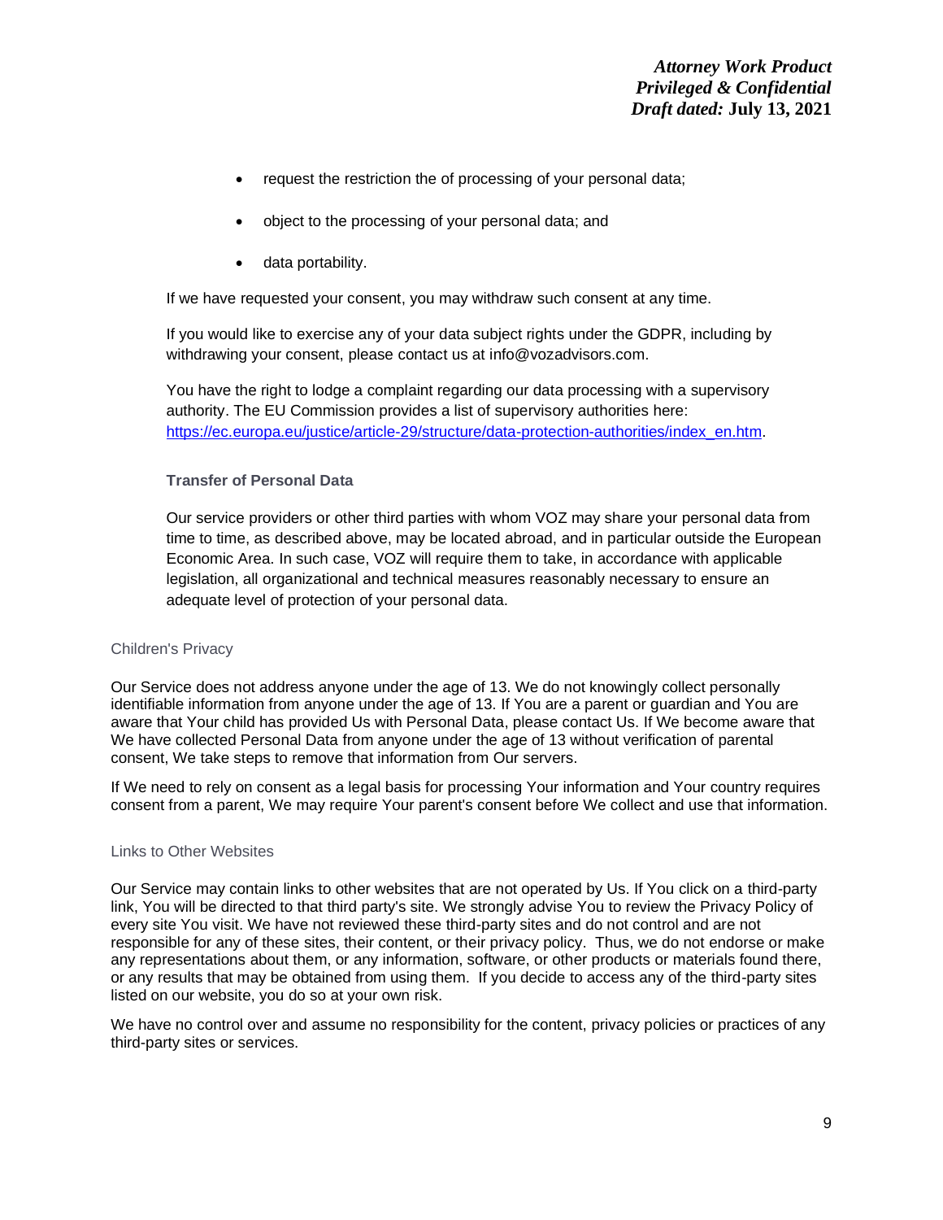- request the restriction the of processing of your personal data;
- object to the processing of your personal data; and
- data portability.

If we have requested your consent, you may withdraw such consent at any time.

If you would like to exercise any of your data subject rights under the GDPR, including by withdrawing your consent, please contact us at info@vozadvisors.com.

You have the right to lodge a complaint regarding our data processing with a supervisory authority. The EU Commission provides a list of supervisory authorities here: https://ec.europa.eu/justice/article-29/structure/data-protection-authorities/index_en.htm.

### Transfer of Personal Data

Our service providers or other third parties with whom VOZ may share your personal data from time to time, as described above, may be located abroad, and in particular outside the European Economic Area. In such case, VOZ will require them to take, in accordance with applicable legislation, all organizational and technical measures reasonably necessary to ensure an adequate level of protection of your personal data.

## Children's Privacy

Our Service does not address anyone under the age of 13. We do not knowingly collect personally identifiable information from anyone under the age of 13. If You are a parent or guardian and You are aware that Your child has provided Us with Personal Data, please contact Us. If We become aware that We have collected Personal Data from anyone under the age of 13 without verification of parental consent, We take steps to remove that information from Our servers.

If We need to rely on consent as a legal basis for processing Your information and Your country requires consent from a parent, We may require Your parent's consent before We collect and use that information.

## Links to Other Websites

Our Service may contain links to other websites that are not operated by Us. If You click on a third-party link, You will be directed to that third party's site. We strongly advise You to review the Privacy Policy of every site You visit. We have not reviewed these third-party sites and do not control and are not responsible for any of these sites, their content, or their privacy policy. Thus, we do not endorse or make any representations about them, or any information, software, or other products or materials found there, or any results that may be obtained from using them. If you decide to access any of the third-party sites listed on our website, you do so at your own risk.

We have no control over and assume no responsibility for the content, privacy policies or practices of any third-party sites or services.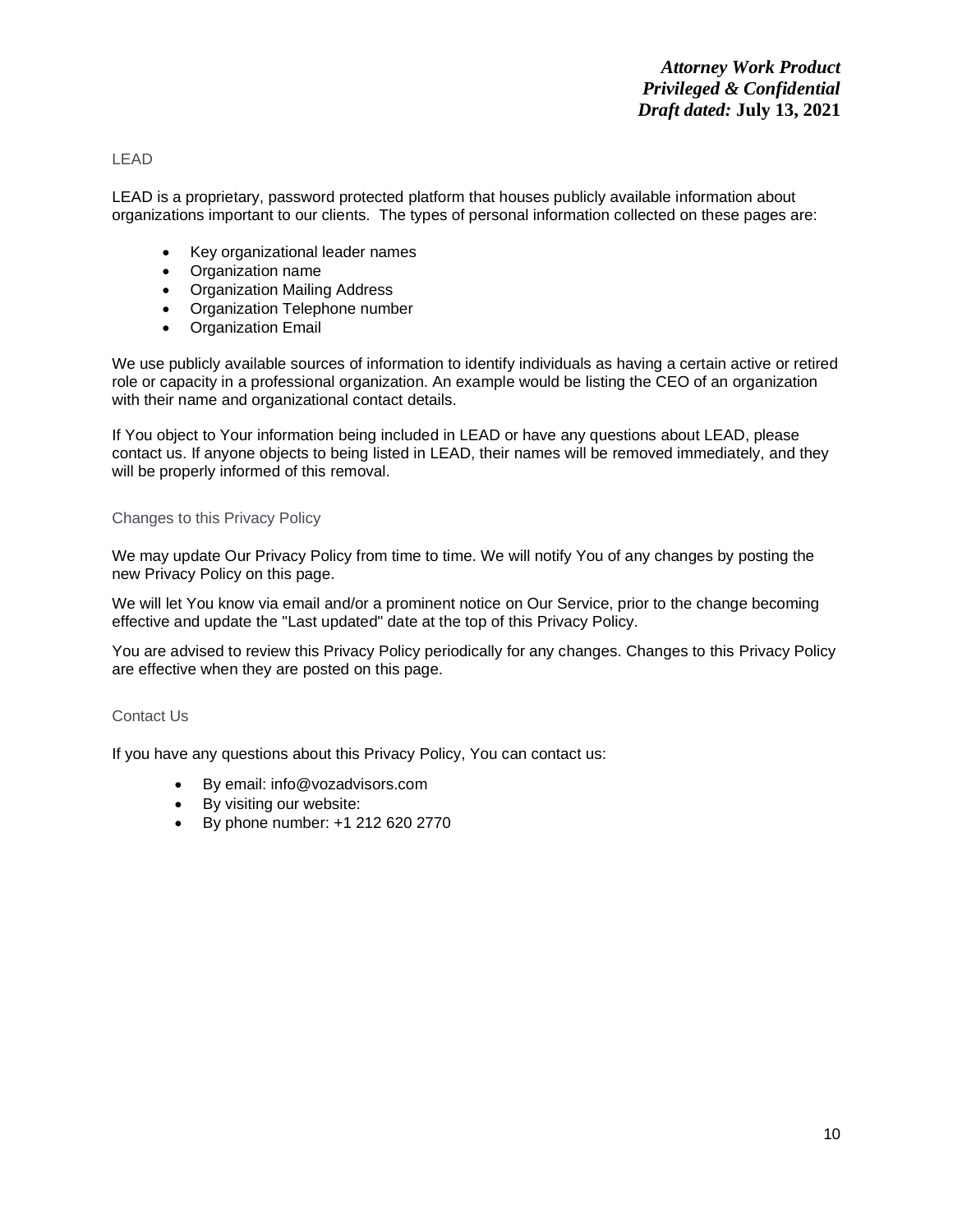*Attorney Work Product*
***Privileged & Confidential***
***Draft dated:* July 13, 2021**

## LEAD

LEAD is a proprietary, password protected platform that houses publicly available information about organizations important to our clients. The types of personal information collected on these pages are:

- Key organizational leader names
- Organization name
- Organization Mailing Address
- Organization Telephone number
- Organization Email

We use publicly available sources of information to identify individuals as having a certain active or retired role or capacity in a professional organization. An example would be listing the CEO of an organization with their name and organizational contact details.

If You object to Your information being included in LEAD or have any questions about LEAD, please contact us. If anyone objects to being listed in LEAD, their names will be removed immediately, and they will be properly informed of this removal.

## Changes to this Privacy Policy

We may update Our Privacy Policy from time to time. We will notify You of any changes by posting the new Privacy Policy on this page.

We will let You know via email and/or a prominent notice on Our Service, prior to the change becoming effective and update the "Last updated" date at the top of this Privacy Policy.

You are advised to review this Privacy Policy periodically for any changes. Changes to this Privacy Policy are effective when they are posted on this page.

## Contact Us

If you have any questions about this Privacy Policy, You can contact us:

- By email: info@vozadvisors.com
- By visiting our website:
- By phone number: +1 212 620 2770